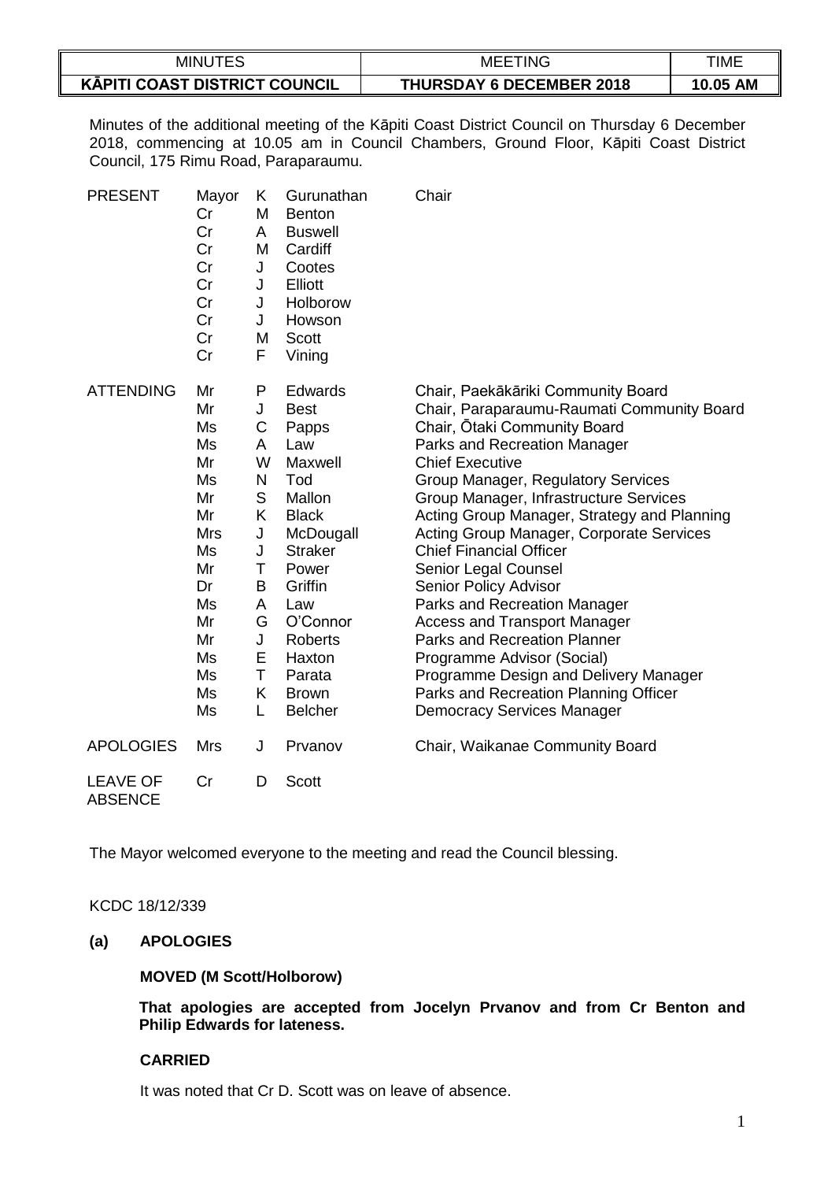| MINUTES | MEETING | TIME |
|---|---|---|
| **KĀPITI COAST DISTRICT COUNCIL** | **THURSDAY 6 DECEMBER 2018** | **10.05 AM** |

Minutes of the additional meeting of the Kāpiti Coast District Council on Thursday 6 December 2018, commencing at 10.05 am in Council Chambers, Ground Floor, Kāpiti Coast District Council, 175 Rimu Road, Paraparaumu.

| | | | | |
|---|---|---|---|---|
| PRESENT | Mayor | K | Gurunathan | Chair |
| | Cr | M | Benton | |
| | Cr | A | Buswell | |
| | Cr | M | Cardiff | |
| | Cr | J | Cootes | |
| | Cr | J | Elliott | |
| | Cr | J | Holborow | |
| | Cr | J | Howson | |
| | Cr | M | Scott | |
| | Cr | F | Vining | |
| ATTENDING | Mr | P | Edwards | Chair, Paekākāriki Community Board |
| | Mr | J | Best | Chair, Paraparaumu-Raumati Community Board |
| | Ms | C | Papps | Chair, Ōtaki Community Board |
| | Ms | A | Law | Parks and Recreation Manager |
| | Mr | W | Maxwell | Chief Executive |
| | Ms | N | Tod | Group Manager, Regulatory Services |
| | Mr | S | Mallon | Group Manager, Infrastructure Services |
| | Mr | K | Black | Acting Group Manager, Strategy and Planning |
| | Mrs | J | McDougall | Acting Group Manager, Corporate Services |
| | Ms | J | Straker | Chief Financial Officer |
| | Mr | T | Power | Senior Legal Counsel |
| | Dr | B | Griffin | Senior Policy Advisor |
| | Ms | A | Law | Parks and Recreation Manager |
| | Mr | G | O'Connor | Access and Transport Manager |
| | Mr | J | Roberts | Parks and Recreation Planner |
| | Ms | E | Haxton | Programme Advisor (Social) |
| | Ms | T | Parata | Programme Design and Delivery Manager |
| | Ms | K | Brown | Parks and Recreation Planning Officer |
| | Ms | L | Belcher | Democracy Services Manager |
| APOLOGIES | Mrs | J | Prvanov | Chair, Waikanae Community Board |
| LEAVE OF ABSENCE | Cr | D | Scott | |

The Mayor welcomed everyone to the meeting and read the Council blessing.

KCDC 18/12/339

**(a) APOLOGIES**

**MOVED (M Scott/Holborow)**

**That apologies are accepted from Jocelyn Prvanov and from Cr Benton and Philip Edwards for lateness.**

**CARRIED**

It was noted that Cr D. Scott was on leave of absence.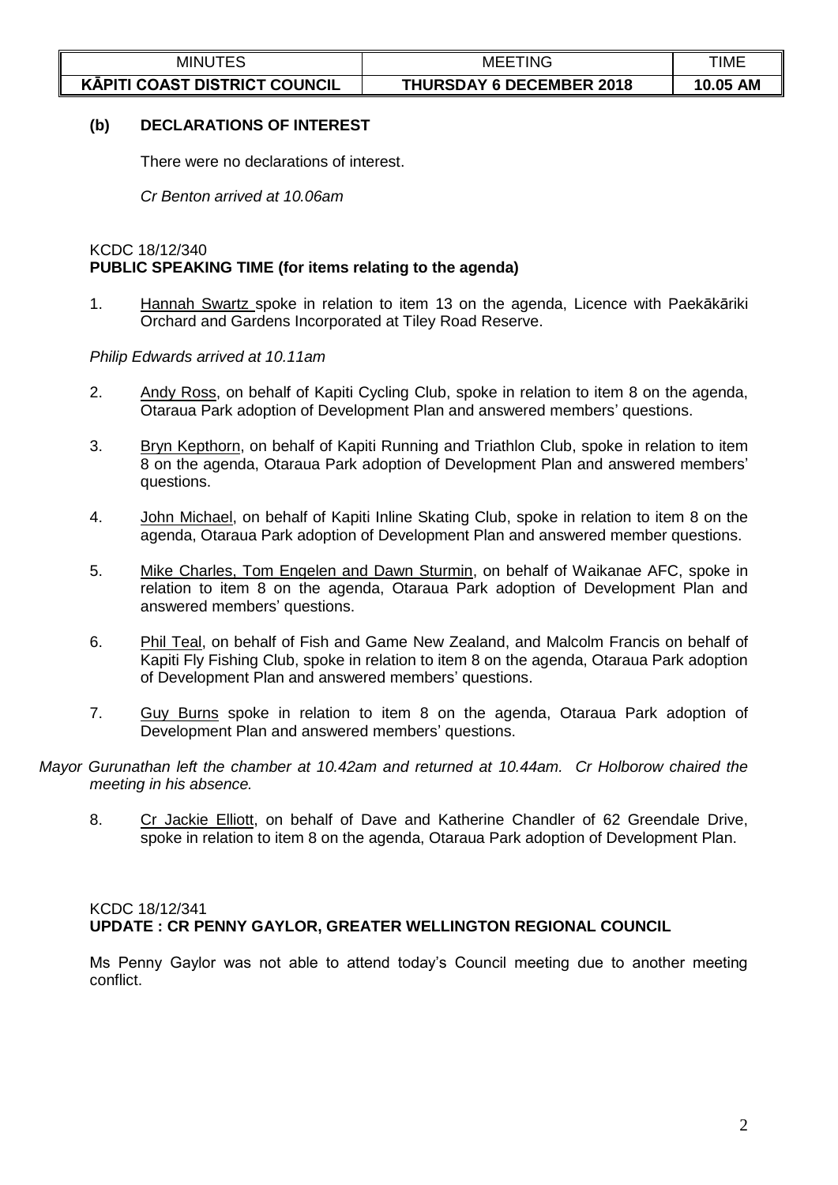**(b) DECLARATIONS OF INTEREST**

There were no declarations of interest.

*Cr Benton arrived at 10.06am*

KCDC 18/12/340
**PUBLIC SPEAKING TIME (for items relating to the agenda)**

1. Hannah Swartz spoke in relation to item 13 on the agenda, Licence with Paekākāriki Orchard and Gardens Incorporated at Tiley Road Reserve.

*Philip Edwards arrived at 10.11am*

2. Andy Ross, on behalf of Kapiti Cycling Club, spoke in relation to item 8 on the agenda, Otaraua Park adoption of Development Plan and answered members' questions.

3. Bryn Kepthorn, on behalf of Kapiti Running and Triathlon Club, spoke in relation to item 8 on the agenda, Otaraua Park adoption of Development Plan and answered members' questions.

4. John Michael, on behalf of Kapiti Inline Skating Club, spoke in relation to item 8 on the agenda, Otaraua Park adoption of Development Plan and answered member questions.

5. Mike Charles, Tom Engelen and Dawn Sturmin, on behalf of Waikanae AFC, spoke in relation to item 8 on the agenda, Otaraua Park adoption of Development Plan and answered members' questions.

6. Phil Teal, on behalf of Fish and Game New Zealand, and Malcolm Francis on behalf of Kapiti Fly Fishing Club, spoke in relation to item 8 on the agenda, Otaraua Park adoption of Development Plan and answered members' questions.

7. Guy Burns spoke in relation to item 8 on the agenda, Otaraua Park adoption of Development Plan and answered members' questions.

*Mayor Gurunathan left the chamber at 10.42am and returned at 10.44am. Cr Holborow chaired the meeting in his absence.*

8. Cr Jackie Elliott, on behalf of Dave and Katherine Chandler of 62 Greendale Drive, spoke in relation to item 8 on the agenda, Otaraua Park adoption of Development Plan.

KCDC 18/12/341
**UPDATE : CR PENNY GAYLOR, GREATER WELLINGTON REGIONAL COUNCIL**

Ms Penny Gaylor was not able to attend today's Council meeting due to another meeting conflict.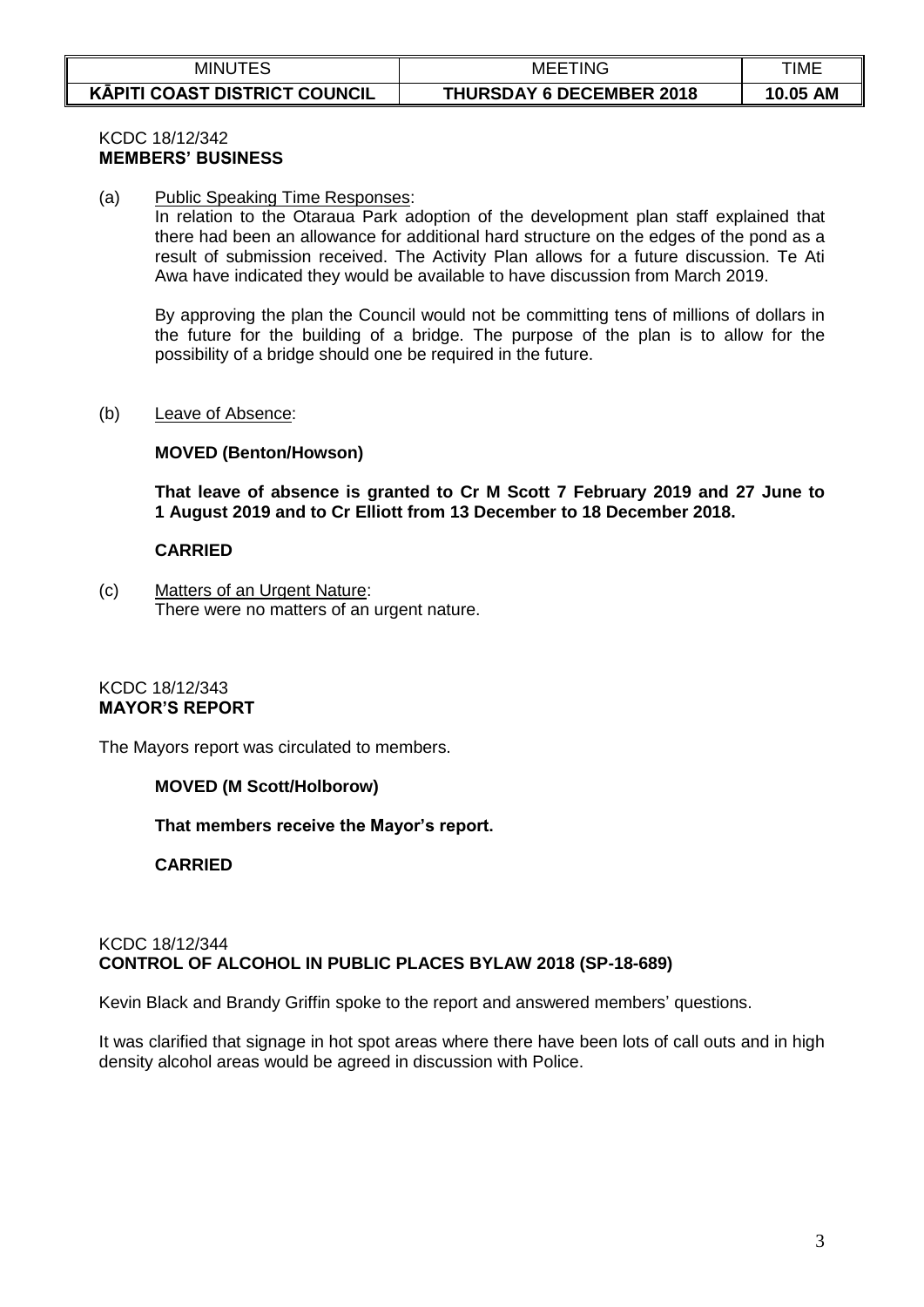KCDC 18/12/342
**MEMBERS' BUSINESS**

(a) Public Speaking Time Responses:
In relation to the Otaraua Park adoption of the development plan staff explained that there had been an allowance for additional hard structure on the edges of the pond as a result of submission received. The Activity Plan allows for a future discussion. Te Ati Awa have indicated they would be available to have discussion from March 2019.

By approving the plan the Council would not be committing tens of millions of dollars in the future for the building of a bridge. The purpose of the plan is to allow for the possibility of a bridge should one be required in the future.

(b) Leave of Absence:

**MOVED (Benton/Howson)**

**That leave of absence is granted to Cr M Scott 7 February 2019 and 27 June to 1 August 2019 and to Cr Elliott from 13 December to 18 December 2018.**

**CARRIED**

(c) Matters of an Urgent Nature:
There were no matters of an urgent nature.

KCDC 18/12/343
**MAYOR'S REPORT**

The Mayors report was circulated to members.

**MOVED (M Scott/Holborow)**

**That members receive the Mayor's report.**

**CARRIED**

KCDC 18/12/344
**CONTROL OF ALCOHOL IN PUBLIC PLACES BYLAW 2018 (SP-18-689)**

Kevin Black and Brandy Griffin spoke to the report and answered members' questions.

It was clarified that signage in hot spot areas where there have been lots of call outs and in high density alcohol areas would be agreed in discussion with Police.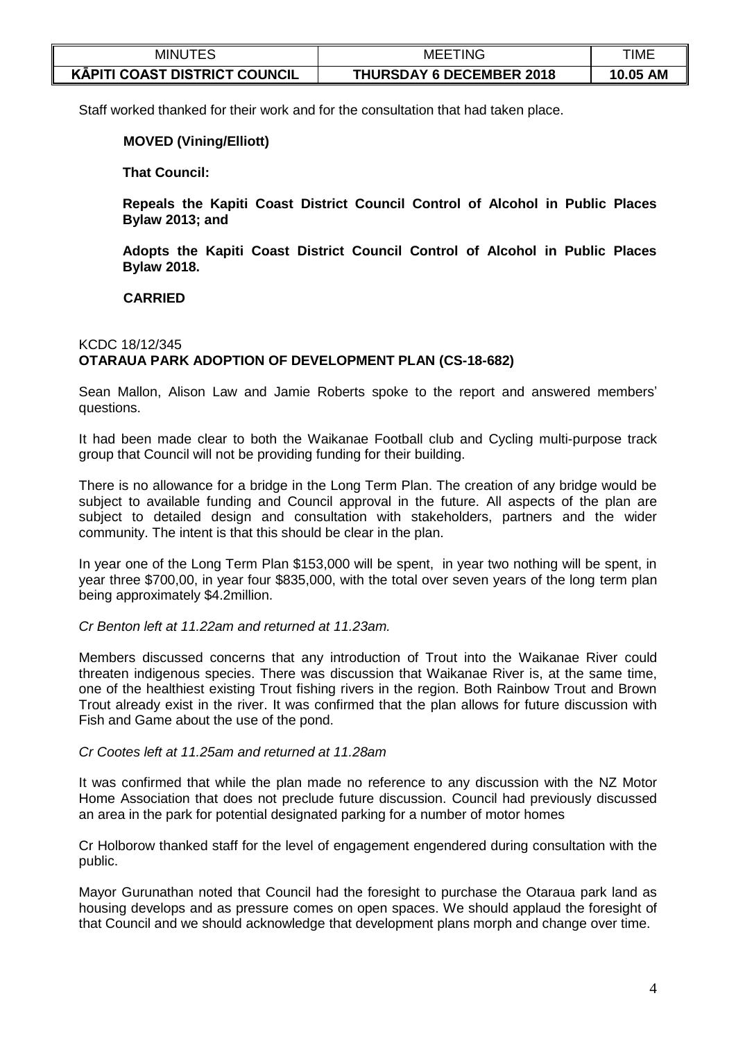Staff worked thanked for their work and for the consultation that had taken place.

**MOVED (Vining/Elliott)**

**That Council:**

**Repeals the Kapiti Coast District Council Control of Alcohol in Public Places Bylaw 2013; and**

**Adopts the Kapiti Coast District Council Control of Alcohol in Public Places Bylaw 2018.**

**CARRIED**

KCDC 18/12/345
**OTARAUA PARK ADOPTION OF DEVELOPMENT PLAN (CS-18-682)**

Sean Mallon, Alison Law and Jamie Roberts spoke to the report and answered members' questions.

It had been made clear to both the Waikanae Football club and Cycling multi-purpose track group that Council will not be providing funding for their building.

There is no allowance for a bridge in the Long Term Plan. The creation of any bridge would be subject to available funding and Council approval in the future. All aspects of the plan are subject to detailed design and consultation with stakeholders, partners and the wider community. The intent is that this should be clear in the plan.

In year one of the Long Term Plan $153,000 will be spent, in year two nothing will be spent, in year three $700,00, in year four $835,000, with the total over seven years of the long term plan being approximately $4.2million.

*Cr Benton left at 11.22am and returned at 11.23am.*

Members discussed concerns that any introduction of Trout into the Waikanae River could threaten indigenous species. There was discussion that Waikanae River is, at the same time, one of the healthiest existing Trout fishing rivers in the region. Both Rainbow Trout and Brown Trout already exist in the river. It was confirmed that the plan allows for future discussion with Fish and Game about the use of the pond.

*Cr Cootes left at 11.25am and returned at 11.28am*

It was confirmed that while the plan made no reference to any discussion with the NZ Motor Home Association that does not preclude future discussion. Council had previously discussed an area in the park for potential designated parking for a number of motor homes

Cr Holborow thanked staff for the level of engagement engendered during consultation with the public.

Mayor Gurunathan noted that Council had the foresight to purchase the Otaraua park land as housing develops and as pressure comes on open spaces. We should applaud the foresight of that Council and we should acknowledge that development plans morph and change over time.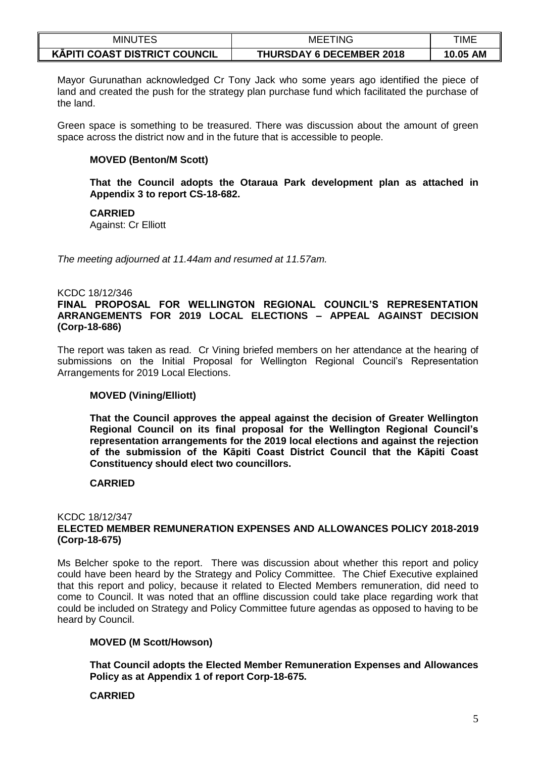Mayor Gurunathan acknowledged Cr Tony Jack who some years ago identified the piece of land and created the push for the strategy plan purchase fund which facilitated the purchase of the land.

Green space is something to be treasured. There was discussion about the amount of green space across the district now and in the future that is accessible to people.

**MOVED (Benton/M Scott)**

**That the Council adopts the Otaraua Park development plan as attached in Appendix 3 to report CS-18-682.**

**CARRIED**
Against: Cr Elliott

*The meeting adjourned at 11.44am and resumed at 11.57am.*

KCDC 18/12/346
**FINAL PROPOSAL FOR WELLINGTON REGIONAL COUNCIL'S REPRESENTATION ARRANGEMENTS FOR 2019 LOCAL ELECTIONS – APPEAL AGAINST DECISION (Corp-18-686)**

The report was taken as read. Cr Vining briefed members on her attendance at the hearing of submissions on the Initial Proposal for Wellington Regional Council's Representation Arrangements for 2019 Local Elections.

**MOVED (Vining/Elliott)**

**That the Council approves the appeal against the decision of Greater Wellington Regional Council on its final proposal for the Wellington Regional Council's representation arrangements for the 2019 local elections and against the rejection of the submission of the Kāpiti Coast District Council that the Kāpiti Coast Constituency should elect two councillors.**

**CARRIED**

KCDC 18/12/347
**ELECTED MEMBER REMUNERATION EXPENSES AND ALLOWANCES POLICY 2018-2019 (Corp-18-675)**

Ms Belcher spoke to the report. There was discussion about whether this report and policy could have been heard by the Strategy and Policy Committee. The Chief Executive explained that this report and policy, because it related to Elected Members remuneration, did need to come to Council. It was noted that an offline discussion could take place regarding work that could be included on Strategy and Policy Committee future agendas as opposed to having to be heard by Council.

**MOVED (M Scott/Howson)**

**That Council adopts the Elected Member Remuneration Expenses and Allowances Policy as at Appendix 1 of report Corp-18-675.**

**CARRIED**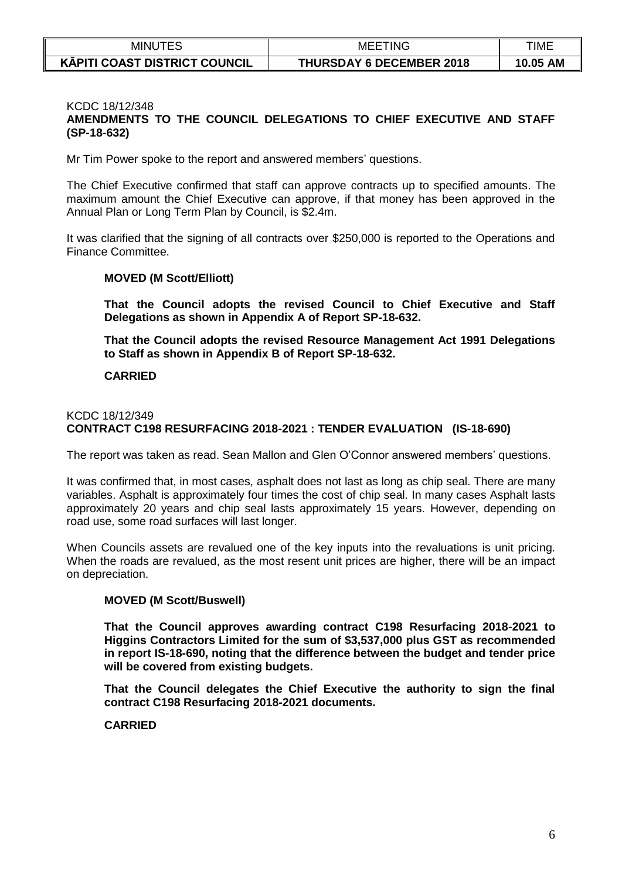KCDC 18/12/348

**AMENDMENTS TO THE COUNCIL DELEGATIONS TO CHIEF EXECUTIVE AND STAFF (SP-18-632)**

Mr Tim Power spoke to the report and answered members' questions.

The Chief Executive confirmed that staff can approve contracts up to specified amounts. The maximum amount the Chief Executive can approve, if that money has been approved in the Annual Plan or Long Term Plan by Council, is $2.4m.

It was clarified that the signing of all contracts over $250,000 is reported to the Operations and Finance Committee.

**MOVED (M Scott/Elliott)**

**That the Council adopts the revised Council to Chief Executive and Staff Delegations as shown in Appendix A of Report SP-18-632.**

**That the Council adopts the revised Resource Management Act 1991 Delegations to Staff as shown in Appendix B of Report SP-18-632.**

**CARRIED**

KCDC 18/12/349

**CONTRACT C198 RESURFACING 2018-2021 : TENDER EVALUATION (IS-18-690)**

The report was taken as read. Sean Mallon and Glen O'Connor answered members' questions.

It was confirmed that, in most cases, asphalt does not last as long as chip seal. There are many variables. Asphalt is approximately four times the cost of chip seal. In many cases Asphalt lasts approximately 20 years and chip seal lasts approximately 15 years. However, depending on road use, some road surfaces will last longer.

When Councils assets are revalued one of the key inputs into the revaluations is unit pricing. When the roads are revalued, as the most resent unit prices are higher, there will be an impact on depreciation.

**MOVED (M Scott/Buswell)**

**That the Council approves awarding contract C198 Resurfacing 2018-2021 to Higgins Contractors Limited for the sum of $3,537,000 plus GST as recommended in report IS-18-690, noting that the difference between the budget and tender price will be covered from existing budgets.**

**That the Council delegates the Chief Executive the authority to sign the final contract C198 Resurfacing 2018-2021 documents.**

**CARRIED**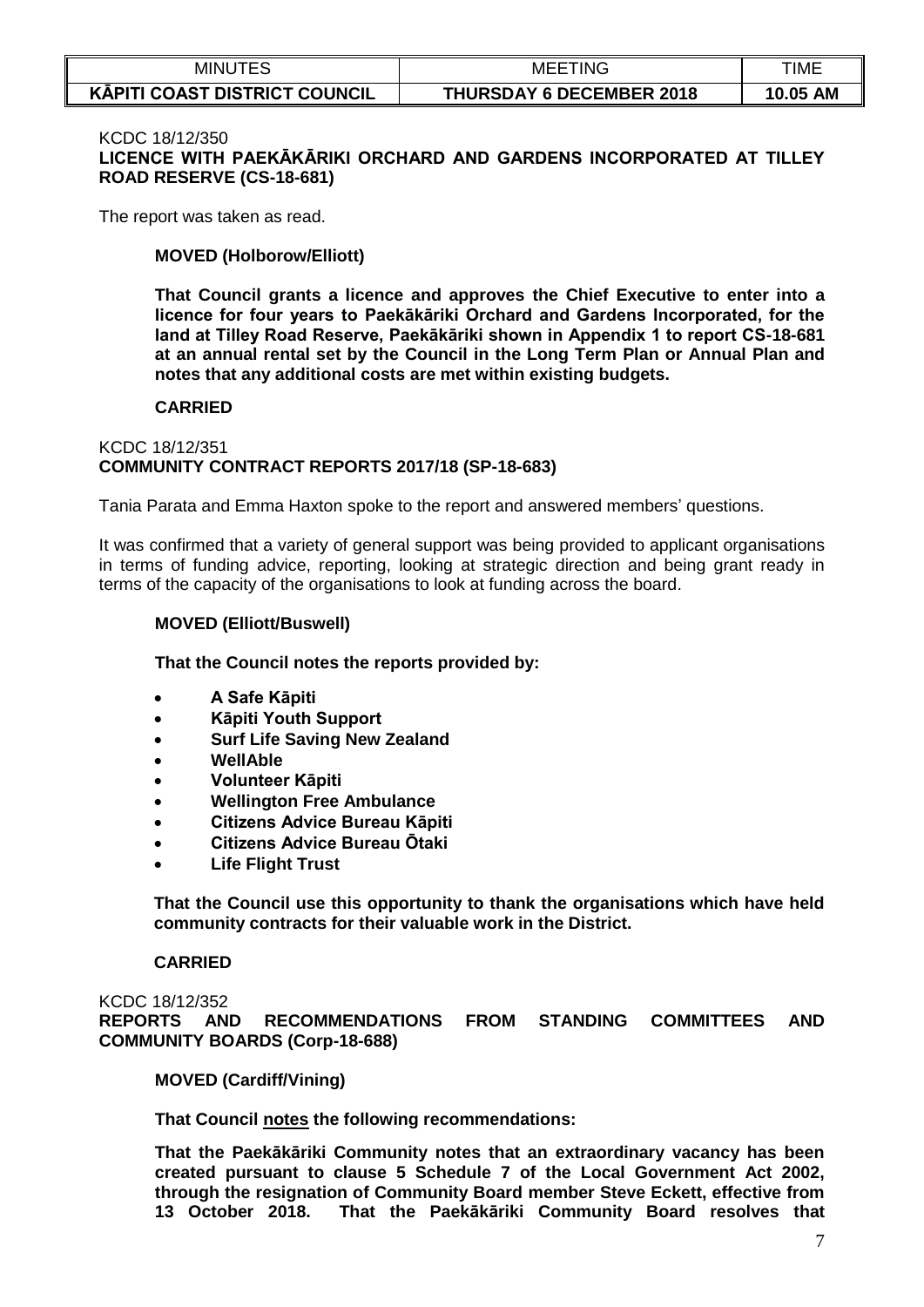KCDC 18/12/350
**LICENCE WITH PAEKĀKĀRIKI ORCHARD AND GARDENS INCORPORATED AT TILLEY ROAD RESERVE (CS-18-681)**

The report was taken as read.

**MOVED (Holborow/Elliott)**

**That Council grants a licence and approves the Chief Executive to enter into a licence for four years to Paekākāriki Orchard and Gardens Incorporated, for the land at Tilley Road Reserve, Paekākāriki shown in Appendix 1 to report CS-18-681 at an annual rental set by the Council in the Long Term Plan or Annual Plan and notes that any additional costs are met within existing budgets.**

**CARRIED**

KCDC 18/12/351
**COMMUNITY CONTRACT REPORTS 2017/18 (SP-18-683)**

Tania Parata and Emma Haxton spoke to the report and answered members' questions.

It was confirmed that a variety of general support was being provided to applicant organisations in terms of funding advice, reporting, looking at strategic direction and being grant ready in terms of the capacity of the organisations to look at funding across the board.

**MOVED (Elliott/Buswell)**

**That the Council notes the reports provided by:**

- **A Safe Kāpiti**
- **Kāpiti Youth Support**
- **Surf Life Saving New Zealand**
- **WellAble**
- **Volunteer Kāpiti**
- **Wellington Free Ambulance**
- **Citizens Advice Bureau Kāpiti**
- **Citizens Advice Bureau Ōtaki**
- **Life Flight Trust**

**That the Council use this opportunity to thank the organisations which have held community contracts for their valuable work in the District.**

**CARRIED**

KCDC 18/12/352
**REPORTS AND RECOMMENDATIONS FROM STANDING COMMITTEES AND COMMUNITY BOARDS (Corp-18-688)**

**MOVED (Cardiff/Vining)**

**That Council notes the following recommendations:**

**That the Paekākāriki Community notes that an extraordinary vacancy has been created pursuant to clause 5 Schedule 7 of the Local Government Act 2002, through the resignation of Community Board member Steve Eckett, effective from 13 October 2018. That the Paekākāriki Community Board resolves that**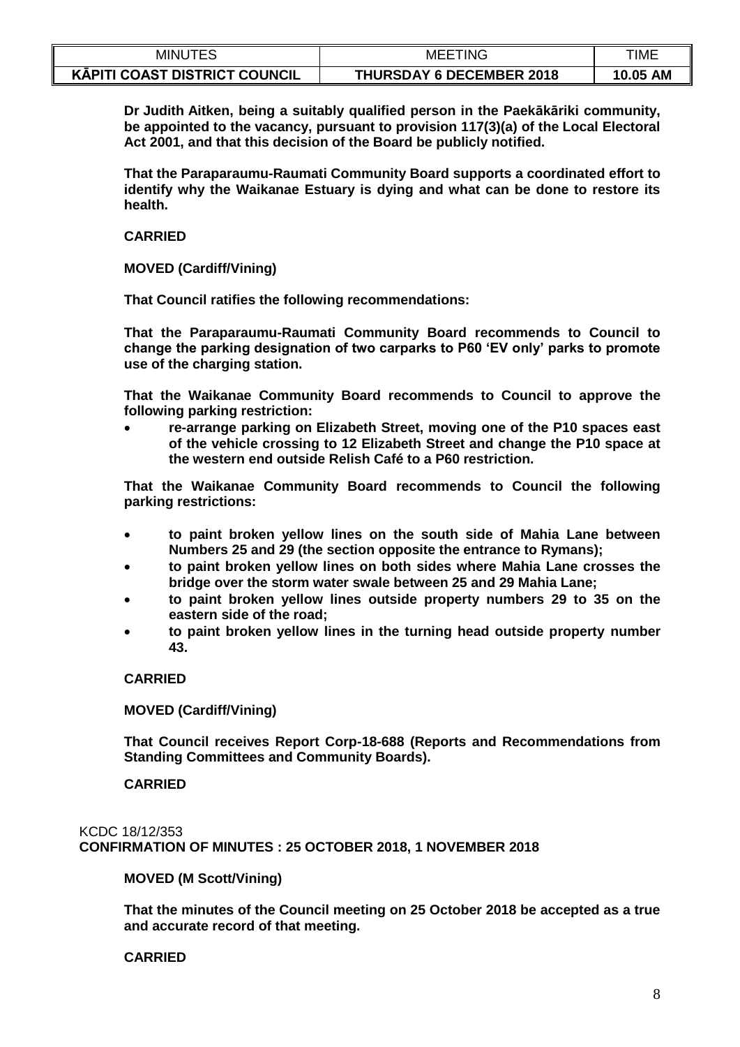**Dr Judith Aitken, being a suitably qualified person in the Paekākāriki community, be appointed to the vacancy, pursuant to provision 117(3)(a) of the Local Electoral Act 2001, and that this decision of the Board be publicly notified.**

**That the Paraparaumu-Raumati Community Board supports a coordinated effort to identify why the Waikanae Estuary is dying and what can be done to restore its health.**

**CARRIED**

**MOVED (Cardiff/Vining)**

**That Council ratifies the following recommendations:**

**That the Paraparaumu-Raumati Community Board recommends to Council to change the parking designation of two carparks to P60 'EV only' parks to promote use of the charging station.**

**That the Waikanae Community Board recommends to Council to approve the following parking restriction:**

- **re-arrange parking on Elizabeth Street, moving one of the P10 spaces east of the vehicle crossing to 12 Elizabeth Street and change the P10 space at the western end outside Relish Café to a P60 restriction.**

**That the Waikanae Community Board recommends to Council the following parking restrictions:**

- **to paint broken yellow lines on the south side of Mahia Lane between Numbers 25 and 29 (the section opposite the entrance to Rymans);**
- **to paint broken yellow lines on both sides where Mahia Lane crosses the bridge over the storm water swale between 25 and 29 Mahia Lane;**
- **to paint broken yellow lines outside property numbers 29 to 35 on the eastern side of the road;**
- **to paint broken yellow lines in the turning head outside property number 43.**

**CARRIED**

**MOVED (Cardiff/Vining)**

**That Council receives Report Corp-18-688 (Reports and Recommendations from Standing Committees and Community Boards).**

**CARRIED**

KCDC 18/12/353

## CONFIRMATION OF MINUTES : 25 OCTOBER 2018, 1 NOVEMBER 2018

**MOVED (M Scott/Vining)**

**That the minutes of the Council meeting on 25 October 2018 be accepted as a true and accurate record of that meeting.**

**CARRIED**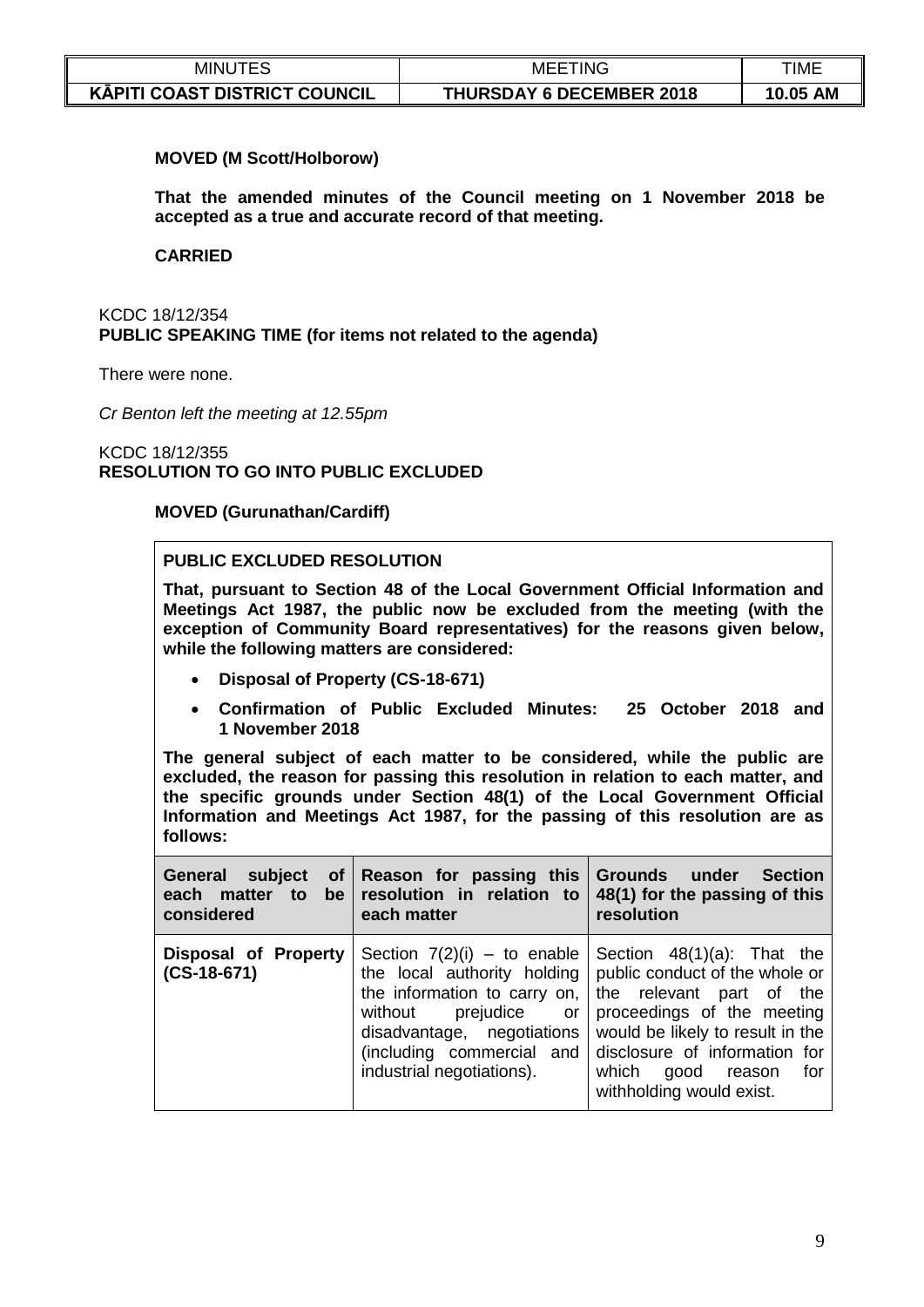**MOVED (M Scott/Holborow)**

**That the amended minutes of the Council meeting on 1 November 2018 be accepted as a true and accurate record of that meeting.**

**CARRIED**

KCDC 18/12/354
**PUBLIC SPEAKING TIME (for items not related to the agenda)**

There were none.

*Cr Benton left the meeting at 12.55pm*

KCDC 18/12/355
**RESOLUTION TO GO INTO PUBLIC EXCLUDED**

**MOVED (Gurunathan/Cardiff)**

**PUBLIC EXCLUDED RESOLUTION**

**That, pursuant to Section 48 of the Local Government Official Information and Meetings Act 1987, the public now be excluded from the meeting (with the exception of Community Board representatives) for the reasons given below, while the following matters are considered:**

- **Disposal of Property (CS-18-671)**
- **Confirmation of Public Excluded Minutes: 25 October 2018 and 1 November 2018**

**The general subject of each matter to be considered, while the public are excluded, the reason for passing this resolution in relation to each matter, and the specific grounds under Section 48(1) of the Local Government Official Information and Meetings Act 1987, for the passing of this resolution are as follows:**

| General subject of each matter to be considered | Reason for passing this resolution in relation to each matter | Grounds under Section 48(1) for the passing of this resolution |
|---|---|---|
| **Disposal of Property (CS-18-671)** | Section 7(2)(i) – to enable the local authority holding the information to carry on, without prejudice or disadvantage, negotiations (including commercial and industrial negotiations). | Section 48(1)(a): That the public conduct of the whole or the relevant part of the proceedings of the meeting would be likely to result in the disclosure of information for which good reason for withholding would exist. |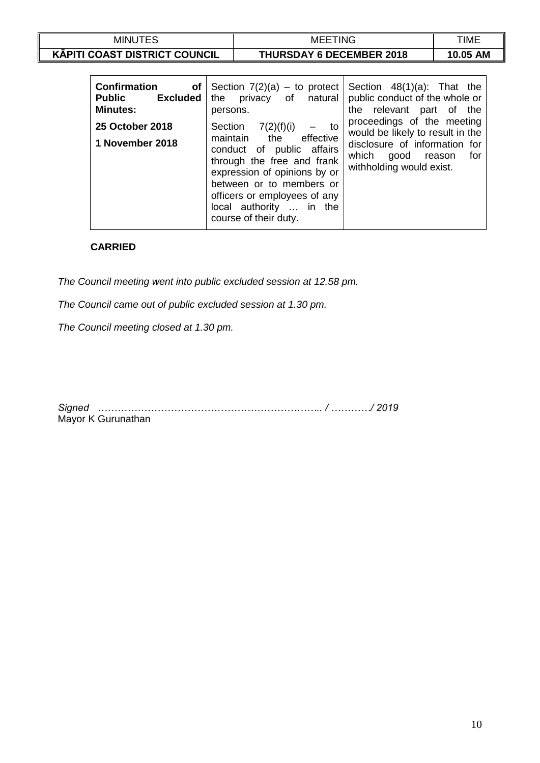| | | |
|---|---|---|
| **Confirmation of Public Excluded Minutes:**<br><br>**25 October 2018**<br><br>**1 November 2018** | Section 7(2)(a) – to protect the privacy of natural persons.<br><br>Section 7(2)(f)(i) – to maintain the effective conduct of public affairs through the free and frank expression of opinions by or between or to members or officers or employees of any local authority … in the course of their duty. | Section 48(1)(a): That the public conduct of the whole or the relevant part of the proceedings of the meeting would be likely to result in the disclosure of information for which good reason for withholding would exist. |

**CARRIED**

*The Council meeting went into public excluded session at 12.58 pm.*

*The Council came out of public excluded session at 1.30 pm.*

*The Council meeting closed at 1.30 pm.*

*Signed ………………………………………………………….. / ………./ 2019*
Mayor K Gurunathan